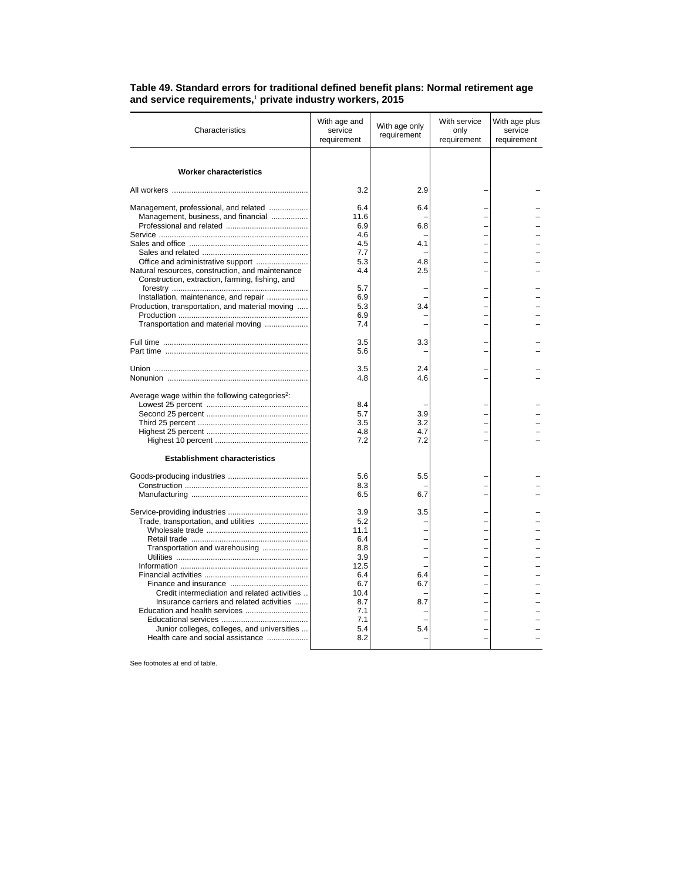**Table 49. Standard errors for traditional defined benefit plans: Normal retirement age and service requirements,[1] private industry workers, 2015**

| Characteristics | With age and service requirement | With age only requirement | With service only requirement | With age plus service requirement |
|---|---|---|---|---|
| **Worker characteristics** | | | | |
| All workers | 3.2 | 2.9 | – | – |
| Management, professional, and related | 6.4 | 6.4 | – | – |
| Management, business, and financial | 11.6 | – | – | – |
| Professional and related | 6.9 | 6.8 | – | – |
| Service | 4.6 | – | – | – |
| Sales and office | 4.5 | 4.1 | – | – |
| Sales and related | 7.7 | – | – | – |
| Office and administrative support | 5.3 | 4.8 | – | – |
| Natural resources, construction, and maintenance | 4.4 | 2.5 | – | – |
| Construction, extraction, farming, fishing, and forestry | 5.7 | – | – | – |
| Installation, maintenance, and repair | 6.9 | – | – | – |
| Production, transportation, and material moving | 5.3 | 3.4 | – | – |
| Production | 6.9 | – | – | – |
| Transportation and material moving | 7.4 | – | – | – |
| Full time | 3.5 | 3.3 | – | – |
| Part time | 5.6 | – | – | – |
| Union | 3.5 | 2.4 | – | – |
| Nonunion | 4.8 | 4.6 | – | – |
| Average wage within the following categories[2]: | | | | |
| Lowest 25 percent | 8.4 | – | – | – |
| Second 25 percent | 5.7 | 3.9 | – | – |
| Third 25 percent | 3.5 | 3.2 | – | – |
| Highest 25 percent | 4.8 | 4.7 | – | – |
| Highest 10 percent | 7.2 | 7.2 | – | – |
| **Establishment characteristics** | | | | |
| Goods-producing industries | 5.6 | 5.5 | – | – |
| Construction | 8.3 | – | – | – |
| Manufacturing | 6.5 | 6.7 | – | – |
| Service-providing industries | 3.9 | 3.5 | – | – |
| Trade, transportation, and utilities | 5.2 | – | – | – |
| Wholesale trade | 11.1 | – | – | – |
| Retail trade | 6.4 | – | – | – |
| Transportation and warehousing | 8.8 | – | – | – |
| Utilities | 3.9 | – | – | – |
| Information | 12.5 | – | – | – |
| Financial activities | 6.4 | 6.4 | – | – |
| Finance and insurance | 6.7 | 6.7 | – | – |
| Credit intermediation and related activities | 10.4 | – | – | – |
| Insurance carriers and related activities | 8.7 | 8.7 | – | – |
| Education and health services | 7.1 | – | – | – |
| Educational services | 7.1 | – | – | – |
| Junior colleges, colleges, and universities | 5.4 | 5.4 | – | – |
| Health care and social assistance | 8.2 | – | – | – |

See footnotes at end of table.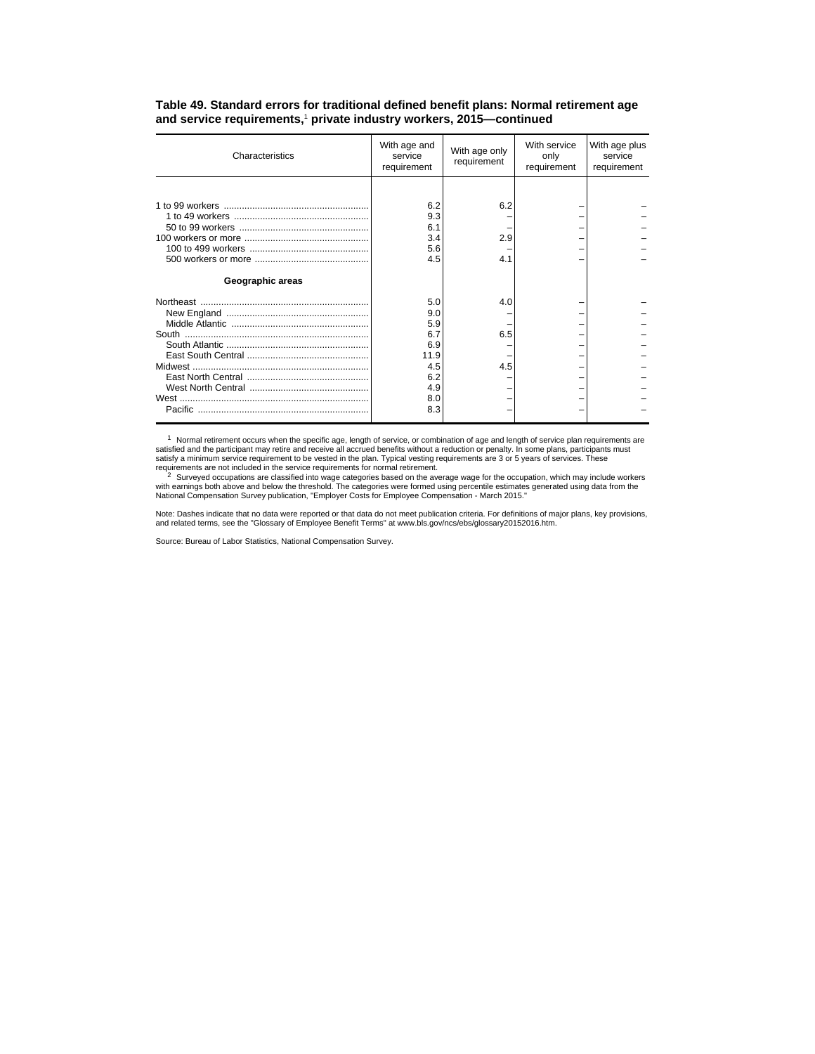**Table 49. Standard errors for traditional defined benefit plans: Normal retirement age and service requirements,[1] private industry workers, 2015—continued**

| Characteristics | With age and service requirement | With age only requirement | With service only requirement | With age plus service requirement |
|---|---|---|---|---|
| 1 to 99 workers | 6.2 | 6.2 | – | – |
| 1 to 49 workers | 9.3 | – | – | – |
| 50 to 99 workers | 6.1 | – | – | – |
| 100 workers or more | 3.4 | 2.9 | – | – |
| 100 to 499 workers | 5.6 | – | – | – |
| 500 workers or more | 4.5 | 4.1 | – | – |
| **Geographic areas** | | | | |
| Northeast | 5.0 | 4.0 | – | – |
| New England | 9.0 | – | – | – |
| Middle Atlantic | 5.9 | – | – | – |
| South | 6.7 | 6.5 | – | – |
| South Atlantic | 6.9 | – | – | – |
| East South Central | 11.9 | – | – | – |
| Midwest | 4.5 | 4.5 | – | – |
| East North Central | 6.2 | – | – | – |
| West North Central | 4.9 | – | – | – |
| West | 8.0 | – | – | – |
| Pacific | 8.3 | – | – | – |

[1] Normal retirement occurs when the specific age, length of service, or combination of age and length of service plan requirements are satisfied and the participant may retire and receive all accrued benefits without a reduction or penalty. In some plans, participants must satisfy a minimum service requirement to be vested in the plan. Typical vesting requirements are 3 or 5 years of services. These requirements are not included in the service requirements for normal retirement.

[2] Surveyed occupations are classified into wage categories based on the average wage for the occupation, which may include workers with earnings both above and below the threshold. The categories were formed using percentile estimates generated using data from the National Compensation Survey publication, "Employer Costs for Employee Compensation - March 2015."

Note: Dashes indicate that no data were reported or that data do not meet publication criteria. For definitions of major plans, key provisions, and related terms, see the "Glossary of Employee Benefit Terms" at www.bls.gov/ncs/ebs/glossary20152016.htm.

Source: Bureau of Labor Statistics, National Compensation Survey.